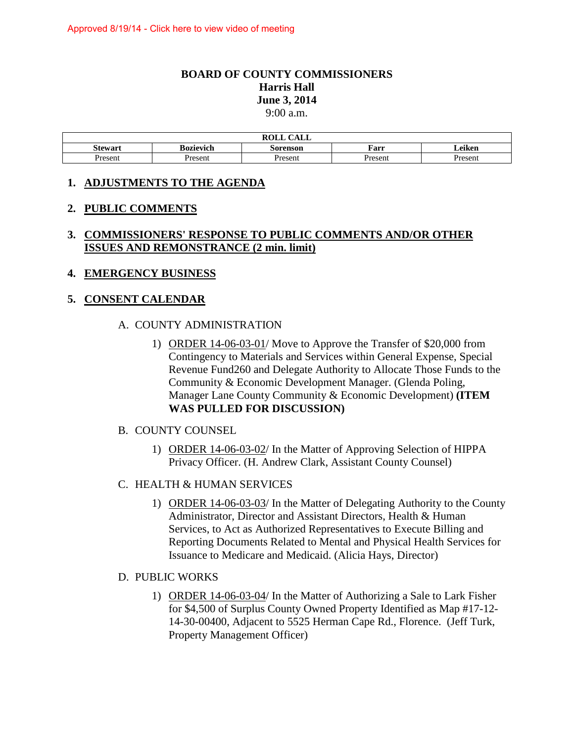Approved 8/19/14 - Click here to view video of meeting

# BOARD OF COUNTY COMMISSIONERS
## Harris Hall
## June 3, 2014
9:00 a.m.

| ROLL CALL | | | | |
|---|---|---|---|---|
| **Stewart** | **Bozievich** | **Sorenson** | **Farr** | **Leiken** |
| Present | Present | Present | Present | Present |

## 1. ADJUSTMENTS TO THE AGENDA

## 2. PUBLIC COMMENTS

## 3. COMMISSIONERS' RESPONSE TO PUBLIC COMMENTS AND/OR OTHER ISSUES AND REMONSTRANCE (2 min. limit)

## 4. EMERGENCY BUSINESS

## 5. CONSENT CALENDAR

A. COUNTY ADMINISTRATION

1) ORDER 14-06-03-01/ Move to Approve the Transfer of $20,000 from Contingency to Materials and Services within General Expense, Special Revenue Fund260 and Delegate Authority to Allocate Those Funds to the Community & Economic Development Manager. (Glenda Poling, Manager Lane County Community & Economic Development) **(ITEM WAS PULLED FOR DISCUSSION)**

B. COUNTY COUNSEL

1) ORDER 14-06-03-02/ In the Matter of Approving Selection of HIPPA Privacy Officer. (H. Andrew Clark, Assistant County Counsel)

C. HEALTH & HUMAN SERVICES

1) ORDER 14-06-03-03/ In the Matter of Delegating Authority to the County Administrator, Director and Assistant Directors, Health & Human Services, to Act as Authorized Representatives to Execute Billing and Reporting Documents Related to Mental and Physical Health Services for Issuance to Medicare and Medicaid. (Alicia Hays, Director)

D. PUBLIC WORKS

1) ORDER 14-06-03-04/ In the Matter of Authorizing a Sale to Lark Fisher for $4,500 of Surplus County Owned Property Identified as Map #17-12-14-30-00400, Adjacent to 5525 Herman Cape Rd., Florence. (Jeff Turk, Property Management Officer)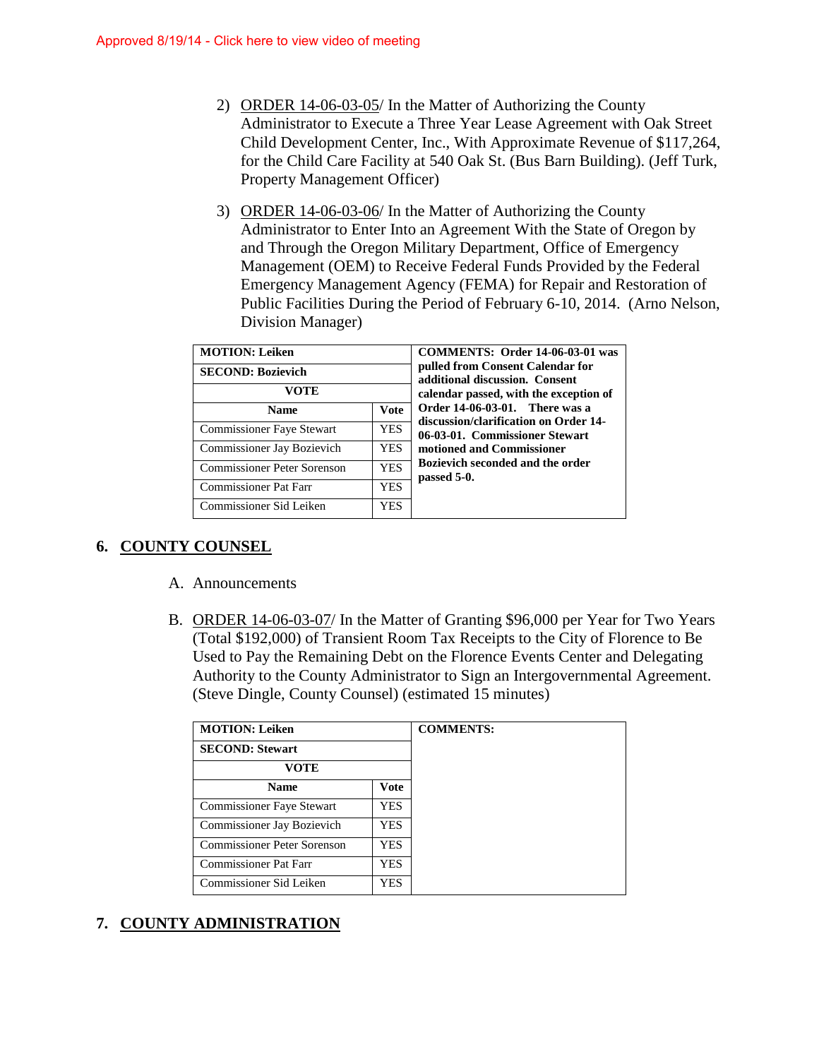Approved 8/19/14 - Click here to view video of meeting

2) ORDER 14-06-03-05/ In the Matter of Authorizing the County Administrator to Execute a Three Year Lease Agreement with Oak Street Child Development Center, Inc., With Approximate Revenue of $117,264, for the Child Care Facility at 540 Oak St. (Bus Barn Building). (Jeff Turk, Property Management Officer)

3) ORDER 14-06-03-06/ In the Matter of Authorizing the County Administrator to Enter Into an Agreement With the State of Oregon by and Through the Oregon Military Department, Office of Emergency Management (OEM) to Receive Federal Funds Provided by the Federal Emergency Management Agency (FEMA) for Repair and Restoration of Public Facilities During the Period of February 6-10, 2014. (Arno Nelson, Division Manager)

| **MOTION: Leiken** | | **COMMENTS: Order 14-06-03-01 was pulled from Consent Calendar for additional discussion. Consent calendar passed, with the exception of Order 14-06-03-01. There was a discussion/clarification on Order 14-06-03-01. Commissioner Stewart motioned and Commissioner Bozievich seconded and the order passed 5-0.** |
|---|---|---|
| **SECOND: Bozievich** | | |
| **VOTE** | | |
| **Name** | **Vote** | |
| Commissioner Faye Stewart | YES | |
| Commissioner Jay Bozievich | YES | |
| Commissioner Peter Sorenson | YES | |
| Commissioner Pat Farr | YES | |
| Commissioner Sid Leiken | YES | |

## 6. COUNTY COUNSEL

A. Announcements

B. ORDER 14-06-03-07/ In the Matter of Granting $96,000 per Year for Two Years (Total $192,000) of Transient Room Tax Receipts to the City of Florence to Be Used to Pay the Remaining Debt on the Florence Events Center and Delegating Authority to the County Administrator to Sign an Intergovernmental Agreement. (Steve Dingle, County Counsel) (estimated 15 minutes)

| **MOTION: Leiken** | | **COMMENTS:** |
|---|---|---|
| **SECOND: Stewart** | | |
| **VOTE** | | |
| **Name** | **Vote** | |
| Commissioner Faye Stewart | YES | |
| Commissioner Jay Bozievich | YES | |
| Commissioner Peter Sorenson | YES | |
| Commissioner Pat Farr | YES | |
| Commissioner Sid Leiken | YES | |

## 7. COUNTY ADMINISTRATION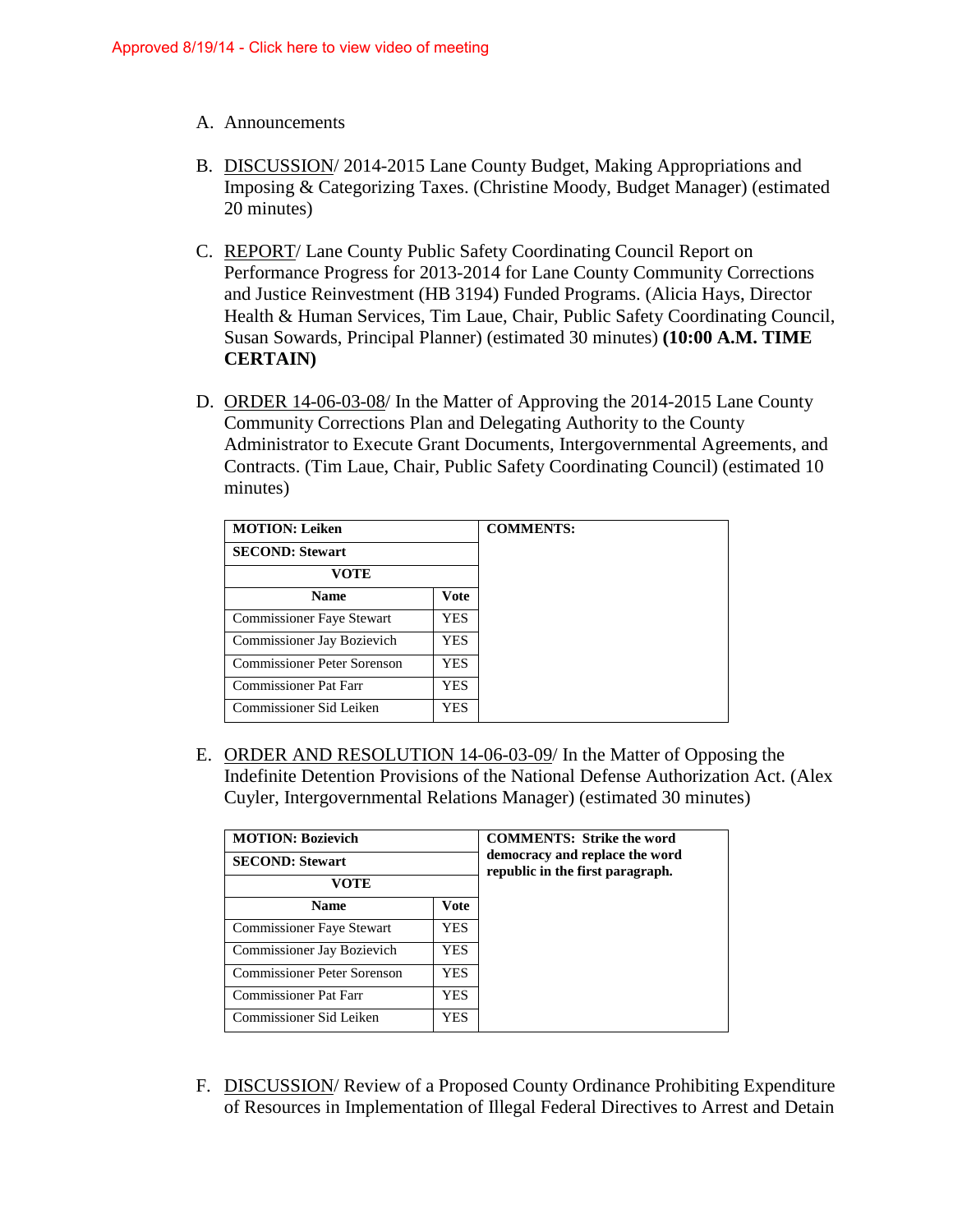Approved 8/19/14 - Click here to view video of meeting

A. Announcements

B. <u>DISCUSSION</u>/ 2014-2015 Lane County Budget, Making Appropriations and Imposing & Categorizing Taxes. (Christine Moody, Budget Manager) (estimated 20 minutes)

C. <u>REPORT</u>/ Lane County Public Safety Coordinating Council Report on Performance Progress for 2013-2014 for Lane County Community Corrections and Justice Reinvestment (HB 3194) Funded Programs. (Alicia Hays, Director Health & Human Services, Tim Laue, Chair, Public Safety Coordinating Council, Susan Sowards, Principal Planner) (estimated 30 minutes) **(10:00 A.M. TIME CERTAIN)**

D. <u>ORDER 14-06-03-08</u>/ In the Matter of Approving the 2014-2015 Lane County Community Corrections Plan and Delegating Authority to the County Administrator to Execute Grant Documents, Intergovernmental Agreements, and Contracts. (Tim Laue, Chair, Public Safety Coordinating Council) (estimated 10 minutes)

| **MOTION: Leiken** | | **COMMENTS:** |
|---|---|---|
| **SECOND: Stewart** | | |
| **VOTE** | | |
| **Name** | **Vote** | |
| Commissioner Faye Stewart | YES | |
| Commissioner Jay Bozievich | YES | |
| Commissioner Peter Sorenson | YES | |
| Commissioner Pat Farr | YES | |
| Commissioner Sid Leiken | YES | |

E. <u>ORDER AND RESOLUTION 14-06-03-09</u>/ In the Matter of Opposing the Indefinite Detention Provisions of the National Defense Authorization Act. (Alex Cuyler, Intergovernmental Relations Manager) (estimated 30 minutes)

| **MOTION: Bozievich** | | **COMMENTS: Strike the word democracy and replace the word republic in the first paragraph.** |
|---|---|---|
| **SECOND: Stewart** | | |
| **VOTE** | | |
| **Name** | **Vote** | |
| Commissioner Faye Stewart | YES | |
| Commissioner Jay Bozievich | YES | |
| Commissioner Peter Sorenson | YES | |
| Commissioner Pat Farr | YES | |
| Commissioner Sid Leiken | YES | |

F. <u>DISCUSSION</u>/ Review of a Proposed County Ordinance Prohibiting Expenditure of Resources in Implementation of Illegal Federal Directives to Arrest and Detain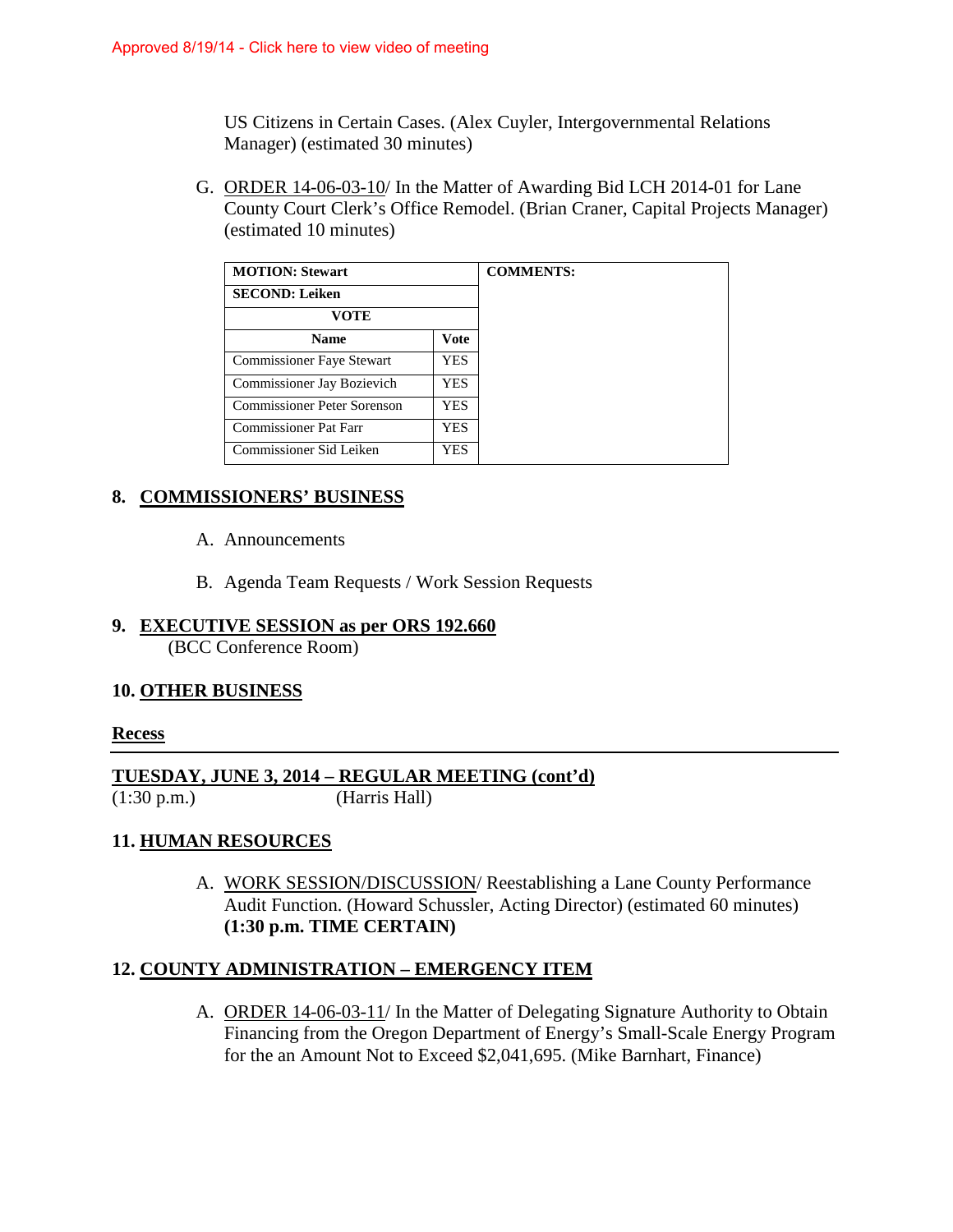Approved 8/19/14 - Click here to view video of meeting

US Citizens in Certain Cases. (Alex Cuyler, Intergovernmental Relations Manager) (estimated 30 minutes)

G. ORDER 14-06-03-10/ In the Matter of Awarding Bid LCH 2014-01 for Lane County Court Clerk's Office Remodel. (Brian Craner, Capital Projects Manager) (estimated 10 minutes)

| **MOTION: Stewart** | | **COMMENTS:** |
|---|---|---|
| **SECOND: Leiken** | | |
| **VOTE** | | |
| **Name** | **Vote** | |
| Commissioner Faye Stewart | YES | |
| Commissioner Jay Bozievich | YES | |
| Commissioner Peter Sorenson | YES | |
| Commissioner Pat Farr | YES | |
| Commissioner Sid Leiken | YES | |

## 8. COMMISSIONERS' BUSINESS

A. Announcements

B. Agenda Team Requests / Work Session Requests

## 9. EXECUTIVE SESSION as per ORS 192.660

(BCC Conference Room)

## 10. OTHER BUSINESS

**Recess**

---

## TUESDAY, JUNE 3, 2014 – REGULAR MEETING (cont'd)

(1:30 p.m.) (Harris Hall)

## 11. HUMAN RESOURCES

A. WORK SESSION/DISCUSSION/ Reestablishing a Lane County Performance Audit Function. (Howard Schussler, Acting Director) (estimated 60 minutes) **(1:30 p.m. TIME CERTAIN)**

## 12. COUNTY ADMINISTRATION – EMERGENCY ITEM

A. ORDER 14-06-03-11/ In the Matter of Delegating Signature Authority to Obtain Financing from the Oregon Department of Energy's Small-Scale Energy Program for the an Amount Not to Exceed $2,041,695. (Mike Barnhart, Finance)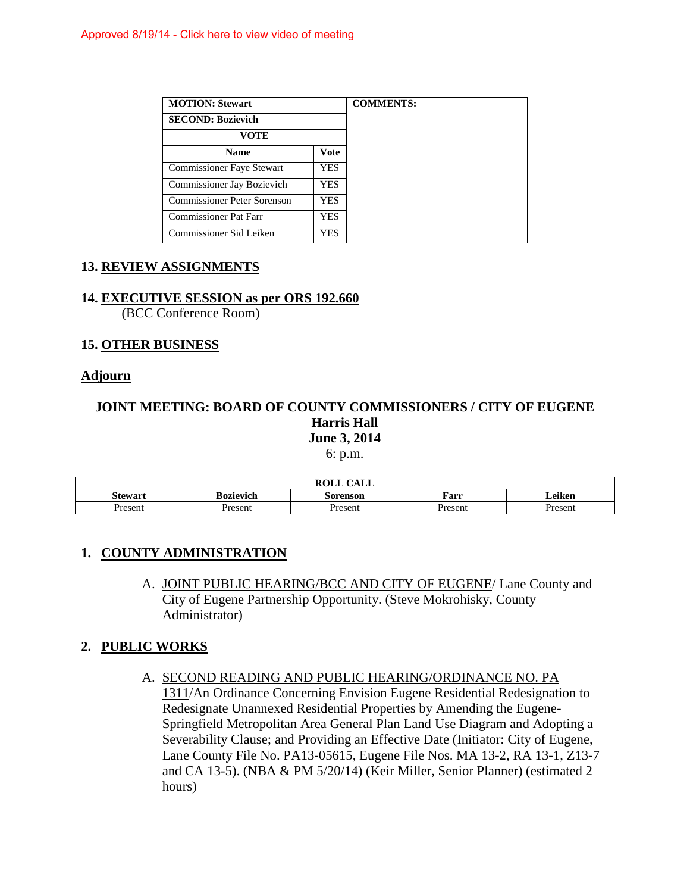Approved 8/19/14 - Click here to view video of meeting

| MOTION: Stewart | | COMMENTS: |
|---|---|---|
| SECOND: Bozievich | | |
| VOTE | | |
| Name | Vote | |
| Commissioner Faye Stewart | YES | |
| Commissioner Jay Bozievich | YES | |
| Commissioner Peter Sorenson | YES | |
| Commissioner Pat Farr | YES | |
| Commissioner Sid Leiken | YES | |

**13. REVIEW ASSIGNMENTS**

**14. EXECUTIVE SESSION as per ORS 192.660**
(BCC Conference Room)

**15. OTHER BUSINESS**

**Adjourn**

**JOINT MEETING: BOARD OF COUNTY COMMISSIONERS / CITY OF EUGENE**
**Harris Hall**
**June 3, 2014**
6: p.m.

| ROLL CALL | | | | |
|---|---|---|---|---|
| Stewart | Bozievich | Sorenson | Farr | Leiken |
| Present | Present | Present | Present | Present |

**1. COUNTY ADMINISTRATION**

A. JOINT PUBLIC HEARING/BCC AND CITY OF EUGENE/ Lane County and City of Eugene Partnership Opportunity. (Steve Mokrohisky, County Administrator)

**2. PUBLIC WORKS**

A. SECOND READING AND PUBLIC HEARING/ORDINANCE NO. PA 1311/An Ordinance Concerning Envision Eugene Residential Redesignation to Redesignate Unannexed Residential Properties by Amending the Eugene-Springfield Metropolitan Area General Plan Land Use Diagram and Adopting a Severability Clause; and Providing an Effective Date (Initiator: City of Eugene, Lane County File No. PA13-05615, Eugene File Nos. MA 13-2, RA 13-1, Z13-7 and CA 13-5). (NBA & PM 5/20/14) (Keir Miller, Senior Planner) (estimated 2 hours)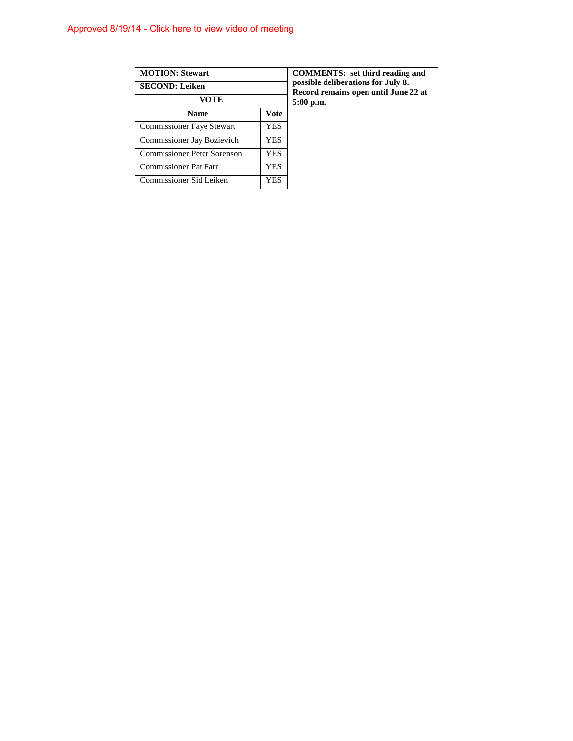Approved 8/19/14 - Click here to view video of meeting

| MOTION: Stewart | | COMMENTS: set third reading and possible deliberations for July 8. Record remains open until June 22 at 5:00 p.m. |
|---|---|---|
| SECOND: Leiken | | |
| VOTE | | |
| Name | Vote | |
| Commissioner Faye Stewart | YES | |
| Commissioner Jay Bozievich | YES | |
| Commissioner Peter Sorenson | YES | |
| Commissioner Pat Farr | YES | |
| Commissioner Sid Leiken | YES | |